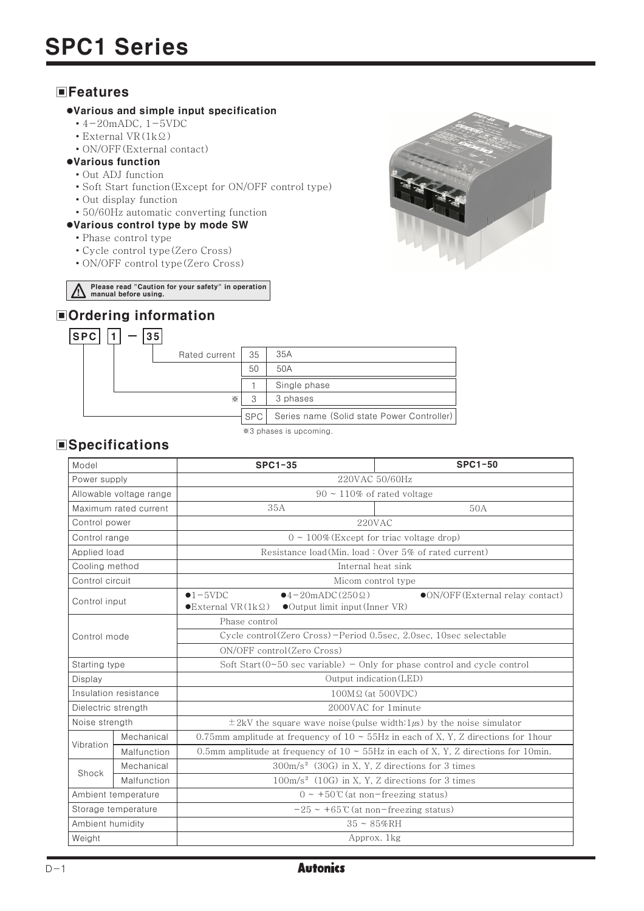# SPC1 Series

## Features

**●Various and simple input specification**

- 4−20mADC, 1−5VDC
- External VR(1kΩ)
- ON/OFF(External contact)

**●Various function**

- Out ADJ function
- Soft Start function(Except for ON/OFF control type)
- Out display function
- 50/60Hz automatic converting function

**●Various control type by mode SW**

- Phase control type
- Cycle control type(Zero Cross)
- ON/OFF control type(Zero Cross)

⚠ Please read "Caution for your safety" in operation manual before using.

## Ordering information

**SPC 1 − 35**

| Item | Code | Description |
|---|---|---|
| Rated current | 35 | 35A |
| | 50 | 50A |
| Phase | 1 | Single phase |
| ※ | 3 | 3 phases |
| Series name | SPC | Series name (Solid state Power Controller) |

※3 phases is upcoming.

## Specifications

| Model | | SPC1-35 | SPC1-50 |
|---|---|---|---|
| Power supply | | 220VAC 50/60Hz | |
| Allowable voltage range | | 90 ~ 110% of rated voltage | |
| Maximum rated current | | 35A | 50A |
| Control power | | 220VAC | |
| Control range | | 0 ~ 100%(Except for triac voltage drop) | |
| Applied load | | Resistance load(Min. load : Over 5% of rated current) | |
| Cooling method | | Internal heat sink | |
| Control circuit | | Micom control type | |
| Control input | | ●1−5VDC ●4−20mADC(250Ω) ●ON/OFF(External relay contact) ●External VR(1kΩ) ●Output limit input(Inner VR) | |
| Control mode | | Phase control | |
| | | Cycle control(Zero Cross)−Period 0.5sec, 2.0sec, 10sec selectable | |
| | | ON/OFF control(Zero Cross) | |
| Starting type | | Soft Start(0~50 sec variable) − Only for phase control and cycle control | |
| Display | | Output indication(LED) | |
| Insulation resistance | | 100MΩ(at 500VDC) | |
| Dielectric strength | | 2000VAC for 1minute | |
| Noise strength | | ±2kV the square wave noise(pulse width:1μs) by the noise simulator | |
| Vibration | Mechanical | 0.75mm amplitude at frequency of 10 ~ 55Hz in each of X, Y, Z directions for 1hour | |
| | Malfunction | 0.5mm amplitude at frequency of 10 ~ 55Hz in each of X, Y, Z directions for 10min. | |
| Shock | Mechanical | 300m/s² (30G) in X, Y, Z directions for 3 times | |
| | Malfunction | 100m/s² (10G) in X, Y, Z directions for 3 times | |
| Ambient temperature | | 0 ~ +50℃(at non−freezing status) | |
| Storage temperature | | −25 ~ +65℃(at non−freezing status) | |
| Ambient humidity | | 35 ~ 85%RH | |
| Weight | | Approx. 1kg | |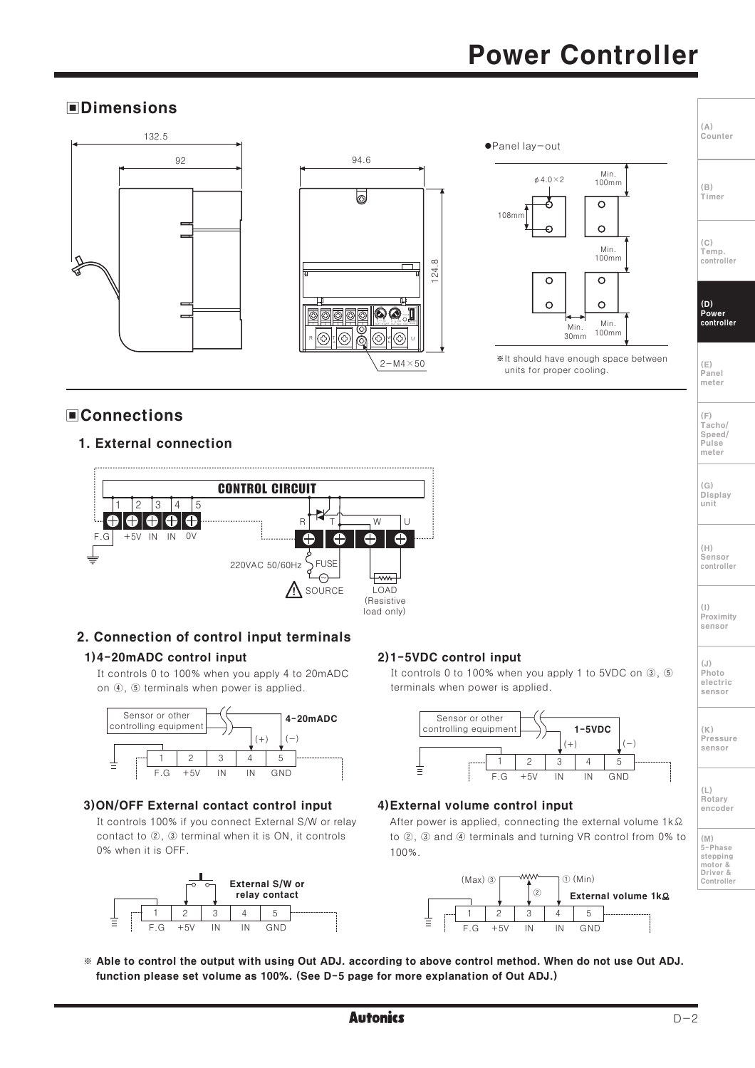## ■Dimensions

●Panel lay-out

※It should have enough space between units for proper cooling.

## ■Connections

### 1. External connection

### 2. Connection of control input terminals

#### 1)4-20mADC control input

It controls 0 to 100% when you apply 4 to 20mADC on ④, ⑤ terminals when power is applied.

#### 2)1-5VDC control input

It controls 0 to 100% when you apply 1 to 5VDC on ③, ⑤ terminals when power is applied.

#### 3)ON/OFF External contact control input

It controls 100% if you connect External S/W or relay contact to ②, ③ terminal when it is ON, it controls 0% when it is OFF.

#### 4)External volume control input

After power is applied, connecting the external volume 1kΩ to ②, ③ and ④ terminals and turning VR control from 0% to 100%.

**※ Able to control the output with using Out ADJ. according to above control method. When do not use Out ADJ. function please set volume as 100%. (See D-5 page for more explanation of Out ADJ.)**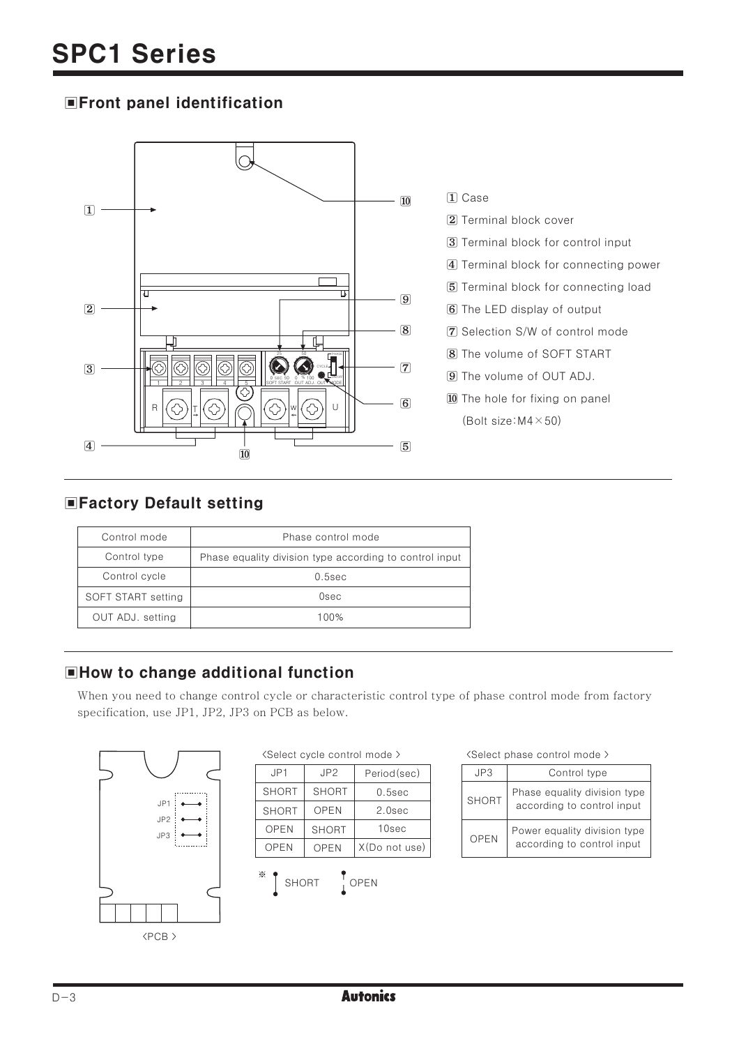# SPC1 Series

## ▣Front panel identification

1. Case
2. Terminal block cover
3. Terminal block for control input
4. Terminal block for connecting power
5. Terminal block for connecting load
6. The LED display of output
7. Selection S/W of control mode
8. The volume of SOFT START
9. The volume of OUT ADJ.
10. The hole for fixing on panel
    (Bolt size:M4×50)

## ▣Factory Default setting

| Control mode | Phase control mode |
|---|---|
| Control type | Phase equality division type according to control input |
| Control cycle | 0.5sec |
| SOFT START setting | 0sec |
| OUT ADJ. setting | 100% |

## ▣How to change additional function

When you need to change control cycle or characteristic control type of phase control mode from factory specification, use JP1, JP2, JP3 on PCB as below.

<PCB>

<Select cycle control mode>

| JP1 | JP2 | Period(sec) |
|---|---|---|
| SHORT | SHORT | 0.5sec |
| SHORT | OPEN | 2.0sec |
| OPEN | SHORT | 10sec |
| OPEN | OPEN | X(Do not use) |

※ SHORT OPEN

<Select phase control mode>

| JP3 | Control type |
|---|---|
| SHORT | Phase equality division type according to control input |
| OPEN | Power equality division type according to control input |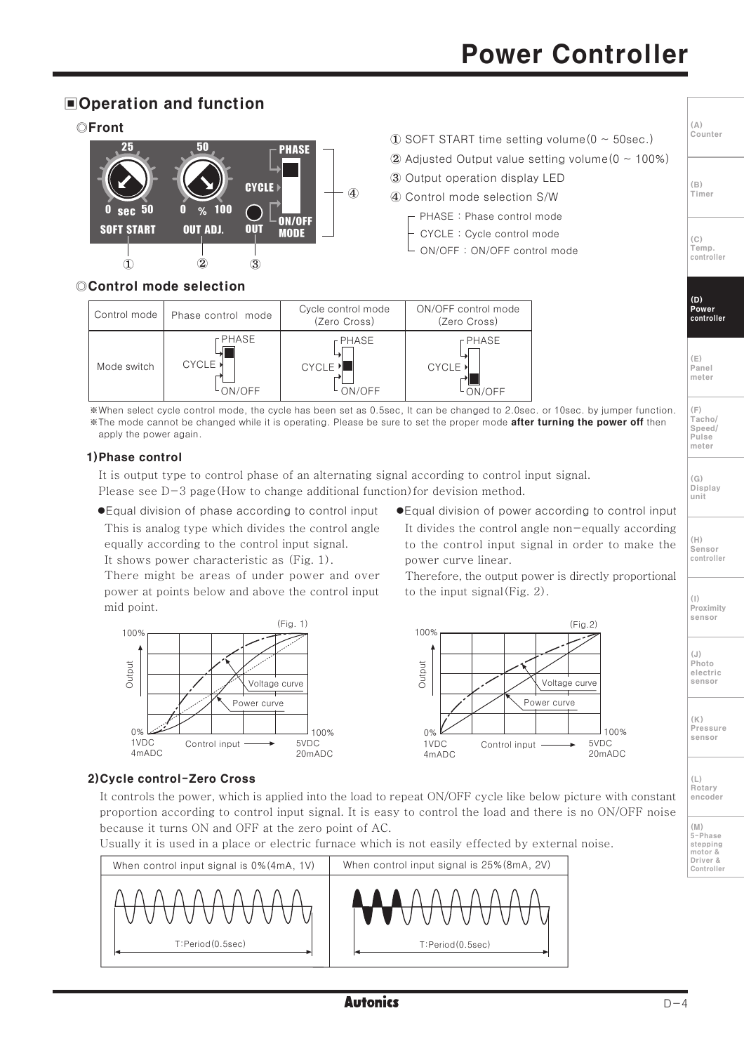## ▣Operation and function

### ◎Front

① SOFT START time setting volume(0 ~ 50sec.)

② Adjusted Output value setting volume(0 ~ 100%)

③ Output operation display LED

④ Control mode selection S/W

- PHASE : Phase control mode
- CYCLE : Cycle control mode
- ON/OFF : ON/OFF control mode

### ◎Control mode selection

| Control mode | Phase control mode | Cycle control mode (Zero Cross) | ON/OFF control mode (Zero Cross) |
|---|---|---|---|
| Mode switch | PHASE | CYCLE | ON/OFF |

※When select cycle control mode, the cycle has been set as 0.5sec, It can be changed to 2.0sec. or 10sec. by jumper function.
※The mode cannot be changed while it is operating. Please be sure to set the proper mode **after turning the power off** then apply the power again.

#### 1)Phase control

It is output type to control phase of an alternating signal according to control input signal.
Please see D−3 page(How to change additional function)for devision method.

●Equal division of phase according to control input

This is analog type which divides the control angle equally according to the control input signal.
It shows power characteristic as (Fig. 1).
There might be areas of under power and over power at points below and above the control input mid point.

(Fig. 1)

●Equal division of power according to control input

It divides the control angle non−equally according to the control input signal in order to make the power curve linear.
Therefore, the output power is directly proportional to the input signal(Fig. 2).

(Fig.2)

#### 2)Cycle control-Zero Cross

It controls the power, which is applied into the load to repeat ON/OFF cycle like below picture with constant proportion according to control input signal. It is easy to control the load and there is no ON/OFF noise because it turns ON and OFF at the zero point of AC.
Usually it is used in a place or electric furnace which is not easily effected by external noise.

| When control input signal is 0%(4mA, 1V) | When control input signal is 25%(8mA, 2V) |
|---|---|
| T:Period(0.5sec) | T:Period(0.5sec) |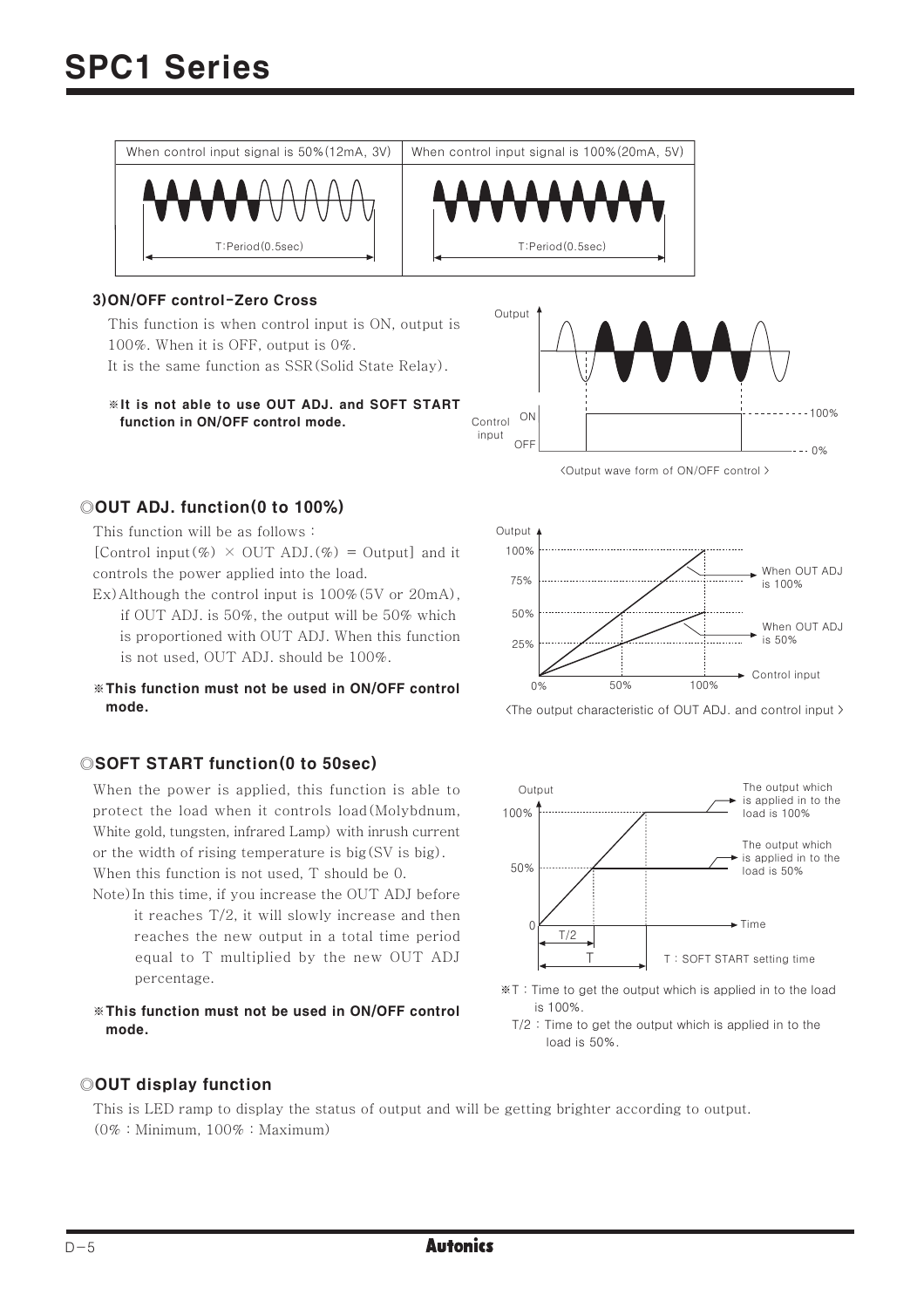# SPC1 Series

| When control input signal is 50%(12mA, 3V) | When control input signal is 100%(20mA, 5V) |
|---|---|
| T:Period(0.5sec) | T:Period(0.5sec) |

### 3)ON/OFF control-Zero Cross

This function is when control input is ON, output is 100%. When it is OFF, output is 0%.
It is the same function as SSR(Solid State Relay).

**※It is not able to use OUT ADJ. and SOFT START function in ON/OFF control mode.**

<Output wave form of ON/OFF control >

## ◎OUT ADJ. function(0 to 100%)

This function will be as follows :
[Control input(%) × OUT ADJ.(%) = Output] and it controls the power applied into the load.

Ex) Although the control input is 100%(5V or 20mA), if OUT ADJ. is 50%, the output will be 50% which is proportioned with OUT ADJ. When this function is not used, OUT ADJ. should be 100%.

**※This function must not be used in ON/OFF control mode.**

<The output characteristic of OUT ADJ. and control input >

## ◎SOFT START function(0 to 50sec)

When the power is applied, this function is able to protect the load when it controls load(Molybdnum, White gold, tungsten, infrared Lamp) with inrush current or the width of rising temperature is big(SV is big).
When this function is not used, T should be 0.

Note) In this time, if you increase the OUT ADJ before it reaches T/2, it will slowly increase and then reaches the new output in a total time period equal to T multiplied by the new OUT ADJ percentage.

**※This function must not be used in ON/OFF control mode.**

T : SOFT START setting time

※T : Time to get the output which is applied in to the load is 100%.
T/2 : Time to get the output which is applied in to the load is 50%.

## ◎OUT display function

This is LED ramp to display the status of output and will be getting brighter according to output.
(0% : Minimum, 100% : Maximum)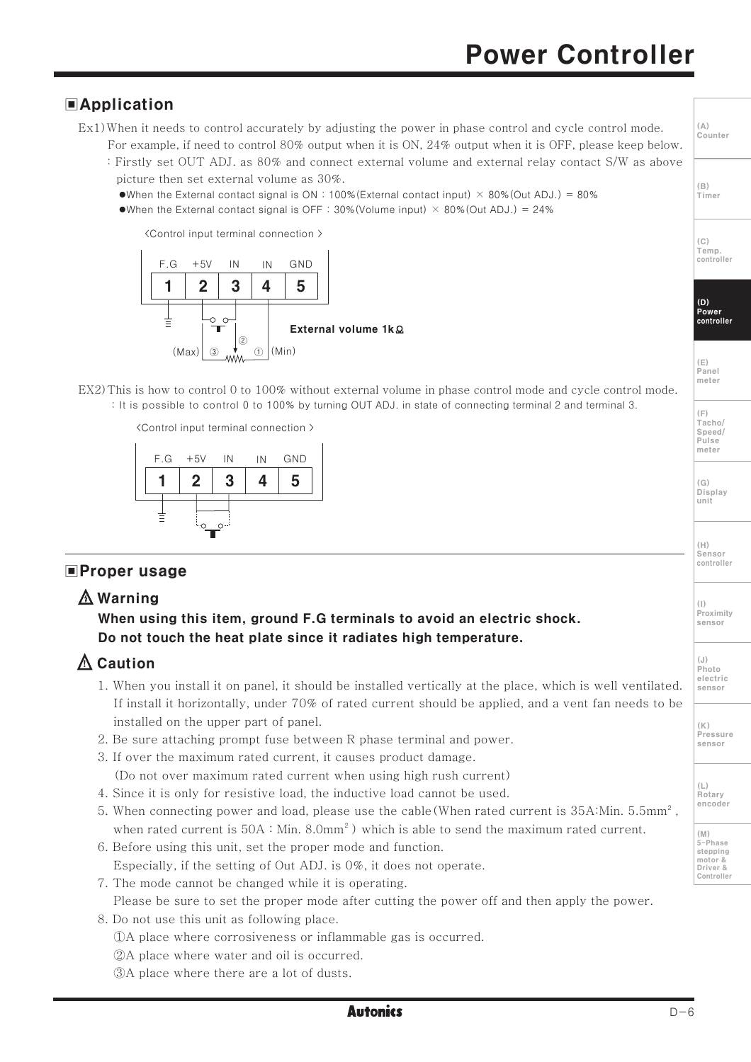## ▣Application

Ex1) When it needs to control accurately by adjusting the power in phase control and cycle control mode.
For example, if need to control 80% output when it is ON, 24% output when it is OFF, please keep below.
: Firstly set OUT ADJ. as 80% and connect external volume and external relay contact S/W as above picture then set external volume as 30%.

- When the External contact signal is ON : 100%(External contact input) × 80%(Out ADJ.) = 80%
- When the External contact signal is OFF : 30%(Volume input) × 80%(Out ADJ.) = 24%

〈Control input terminal connection 〉

| F.G | +5V | IN | IN | GND |
|---|---|---|---|---|
| 1 | 2 | 3 | 4 | 5 |

External volume 1kΩ

(Max) ③ ② ① (Min)

EX2) This is how to control 0 to 100% without external volume in phase control mode and cycle control mode.
: It is possible to control 0 to 100% by turning OUT ADJ. in state of connecting terminal 2 and terminal 3.

〈Control input terminal connection 〉

| F.G | +5V | IN | IN | GND |
|---|---|---|---|---|
| 1 | 2 | 3 | 4 | 5 |

## ▣Proper usage

### ⚠ Warning

**When using this item, ground F.G terminals to avoid an electric shock.**
**Do not touch the heat plate since it radiates high temperature.**

### ⚠ Caution

1. When you install it on panel, it should be installed vertically at the place, which is well ventilated. If install it horizontally, under 70% of rated current should be applied, and a vent fan needs to be installed on the upper part of panel.
2. Be sure attaching prompt fuse between R phase terminal and power.
3. If over the maximum rated current, it causes product damage.
   (Do not over maximum rated current when using high rush current)
4. Since it is only for resistive load, the inductive load cannot be used.
5. When connecting power and load, please use the cable(When rated current is 35A:Min. 5.5mm$^2$, when rated current is 50A : Min. 8.0mm$^2$) which is able to send the maximum rated current.
6. Before using this unit, set the proper mode and function.
   Especially, if the setting of Out ADJ. is 0%, it does not operate.
7. The mode cannot be changed while it is operating.
   Please be sure to set the proper mode after cutting the power off and then apply the power.
8. Do not use this unit as following place.
   ①A place where corrosiveness or inflammable gas is occurred.
   ②A place where water and oil is occurred.
   ③A place where there are a lot of dusts.